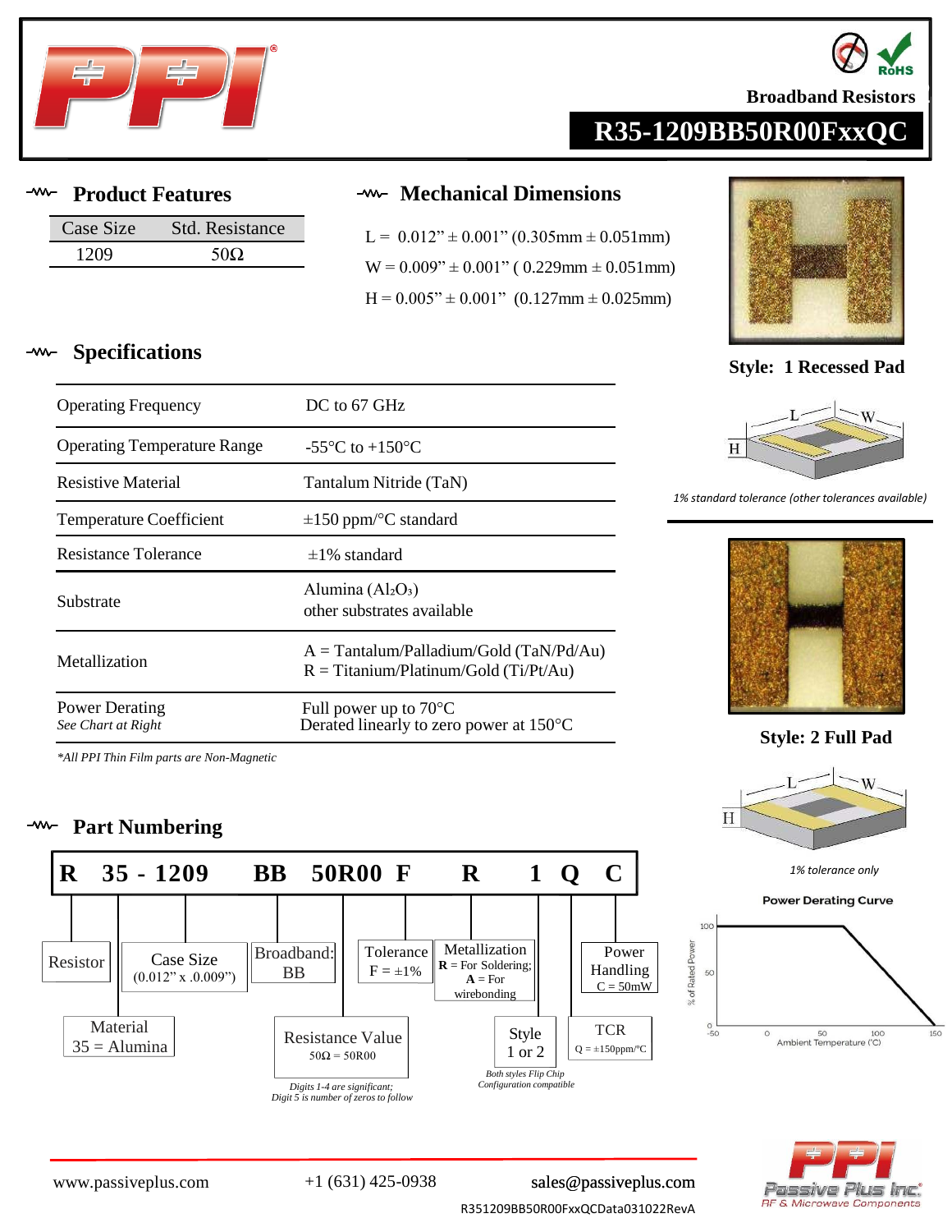Broadband Resistors

# R35-1209BB50R00FxxQC

## Product Features

| Case Size | Std. Resistance |
|---|---|
| 1209 | 50Ω |

## Mechanical Dimensions

L = 0.012” ± 0.001” (0.305mm ± 0.051mm)

W = 0.009” ± 0.001” ( 0.229mm ± 0.051mm)

H = 0.005” ± 0.001” (0.127mm ± 0.025mm)

**Style: 1 Recessed Pad**

*1% standard tolerance (other tolerances available)*

**Style: 2 Full Pad**

*1% tolerance only*

## Specifications

| | |
|---|---|
| Operating Frequency | DC to 67 GHz |
| Operating Temperature Range | -55°C to +150°C |
| Resistive Material | Tantalum Nitride (TaN) |
| Temperature Coefficient | ±150 ppm/°C standard |
| Resistance Tolerance | ±1% standard |
| Substrate | Alumina ($Al_2O_3$)<br>other substrates available |
| Metallization | A = Tantalum/Palladium/Gold (TaN/Pd/Au)<br>R = Titanium/Platinum/Gold (Ti/Pt/Au) |
| Power Derating<br>*See Chart at Right* | Full power up to 70°C<br>Derated linearly to zero power at 150°C |

*\*All PPI Thin Film parts are Non-Magnetic*

**Power Derating Curve**

## Part Numbering

**R 35 - 1209 BB 50R00 F R 1 Q C**

- R — Resistor
- 35 — Material: 35 = Alumina
- 1209 — Case Size (0.012” x .0.009”)
- BB — Broadband: BB
- 50R00 — Resistance Value: 50Ω = 50R00 (*Digits 1-4 are significant; Digit 5 is number of zeros to follow*)
- F — Tolerance: F = ±1%
- R — Metallization: **R** = For Soldering; **A** = For wirebonding
- 1 — Style: 1 or 2 (*Both styles Flip Chip Configuration compatible*)
- Q — TCR: Q = ±150ppm/°C
- C — Power Handling: C = 50mW

www.passiveplus.com +1 (631) 425-0938 sales@passiveplus.com

R351209BB50R00FxxQCData031022RevA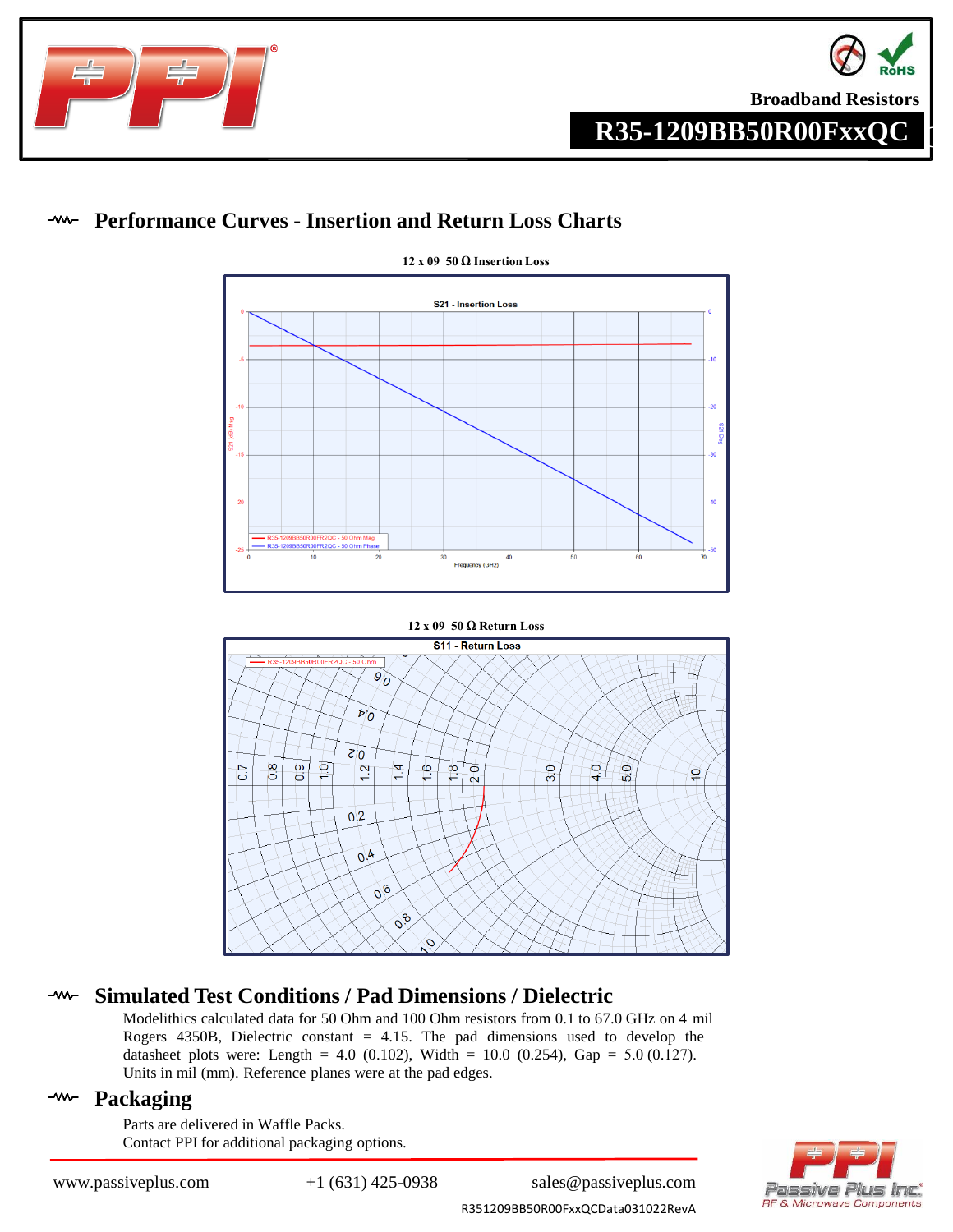Broadband Resistors

R35-1209BB50R00FxxQC

## Performance Curves - Insertion and Return Loss Charts

**12 x 09 50 Ω Insertion Loss**

S21 - Insertion Loss

S21 (dB) Mag

S21 Deg

Frequency (GHz)

0, 10, 20, 30, 40, 50, 60, 70

0, -5, -10, -15, -20, -25

0, -10, -20, -30, -40, -50

R35-1209BB50R00FR2QC - 50 Ohm Mag

R35-1209BB50R00FR2QC - 50 Ohm Phase

**12 x 09 50 Ω Return Loss**

S11 - Return Loss

R35-1209BB50R00FR2QC - 50 Ohm

0.7, 0.8, 0.9, 1.0, 1.2, 1.4, 1.6, 1.8, 2.0, 3.0, 4.0, 5.0, 10

0.2, 0.4, 0.6, 0.8, 1.0

## Simulated Test Conditions / Pad Dimensions / Dielectric

Modelithics calculated data for 50 Ohm and 100 Ohm resistors from 0.1 to 67.0 GHz on 4 mil Rogers 4350B, Dielectric constant = 4.15. The pad dimensions used to develop the datasheet plots were: Length = 4.0 (0.102), Width = 10.0 (0.254), Gap = 5.0 (0.127). Units in mil (mm). Reference planes were at the pad edges.

## Packaging

Parts are delivered in Waffle Packs.
Contact PPI for additional packaging options.

www.passiveplus.com +1 (631) 425-0938 sales@passiveplus.com

R351209BB50R00FxxQCData031022RevA